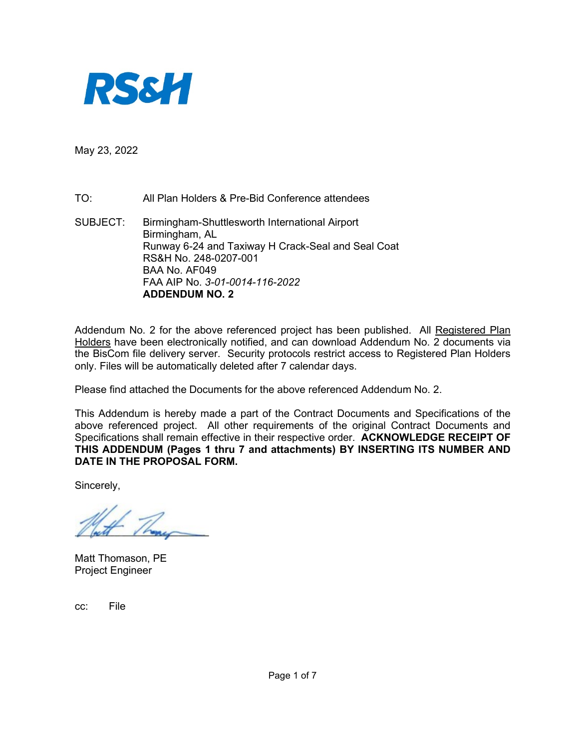**RS&H**

May 23, 2022

TO: All Plan Holders & Pre-Bid Conference attendees

SUBJECT: Birmingham-Shuttlesworth International Airport
Birmingham, AL
Runway 6-24 and Taxiway H Crack-Seal and Seal Coat
RS&H No. 248-0207-001
BAA No. AF049
FAA AIP No. *3-01-0014-116-2022*
**ADDENDUM NO. 2**

Addendum No. 2 for the above referenced project has been published. All Registered Plan Holders have been electronically notified, and can download Addendum No. 2 documents via the BisCom file delivery server. Security protocols restrict access to Registered Plan Holders only. Files will be automatically deleted after 7 calendar days.

Please find attached the Documents for the above referenced Addendum No. 2.

This Addendum is hereby made a part of the Contract Documents and Specifications of the above referenced project. All other requirements of the original Contract Documents and Specifications shall remain effective in their respective order. **ACKNOWLEDGE RECEIPT OF THIS ADDENDUM (Pages 1 thru 7 and attachments) BY INSERTING ITS NUMBER AND DATE IN THE PROPOSAL FORM.**

Sincerely,

Matt Thomason, PE
Project Engineer

cc: File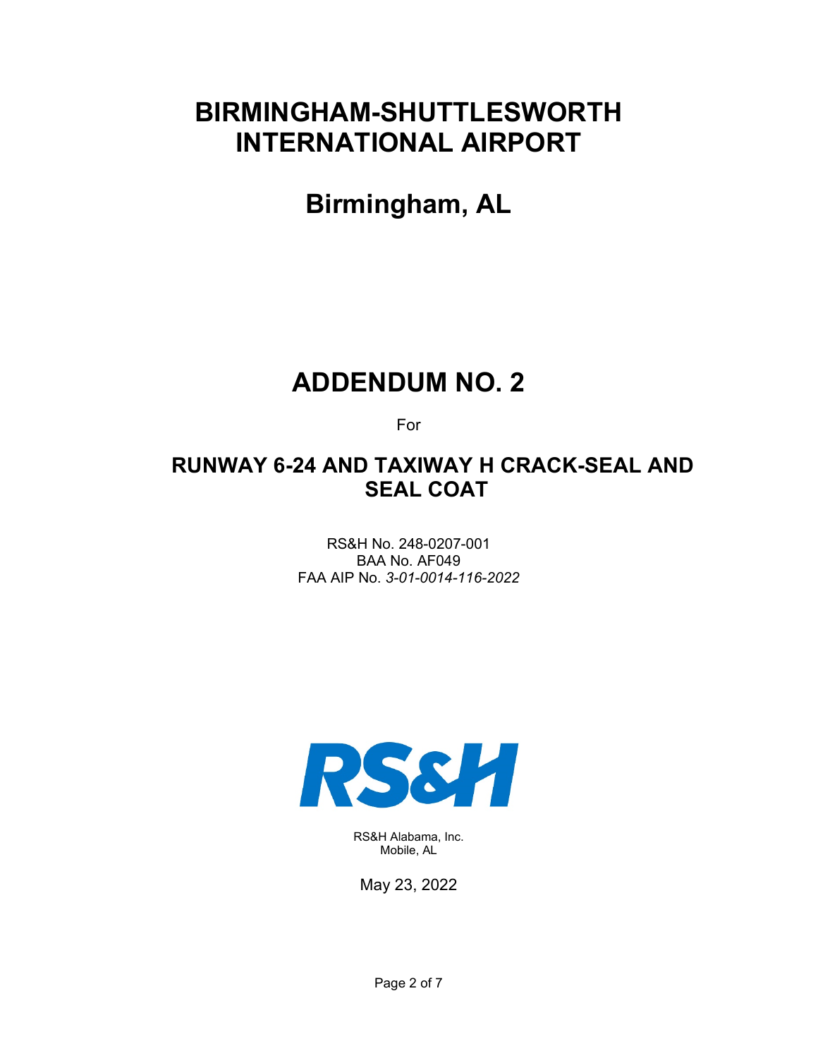# BIRMINGHAM-SHUTTLESWORTH INTERNATIONAL AIRPORT

## Birmingham, AL

# ADDENDUM NO. 2

For

## RUNWAY 6-24 AND TAXIWAY H CRACK-SEAL AND SEAL COAT

RS&H No. 248-0207-001
BAA No. AF049
FAA AIP No. *3-01-0014-116-2022*

RS&H

RS&H Alabama, Inc.
Mobile, AL

May 23, 2022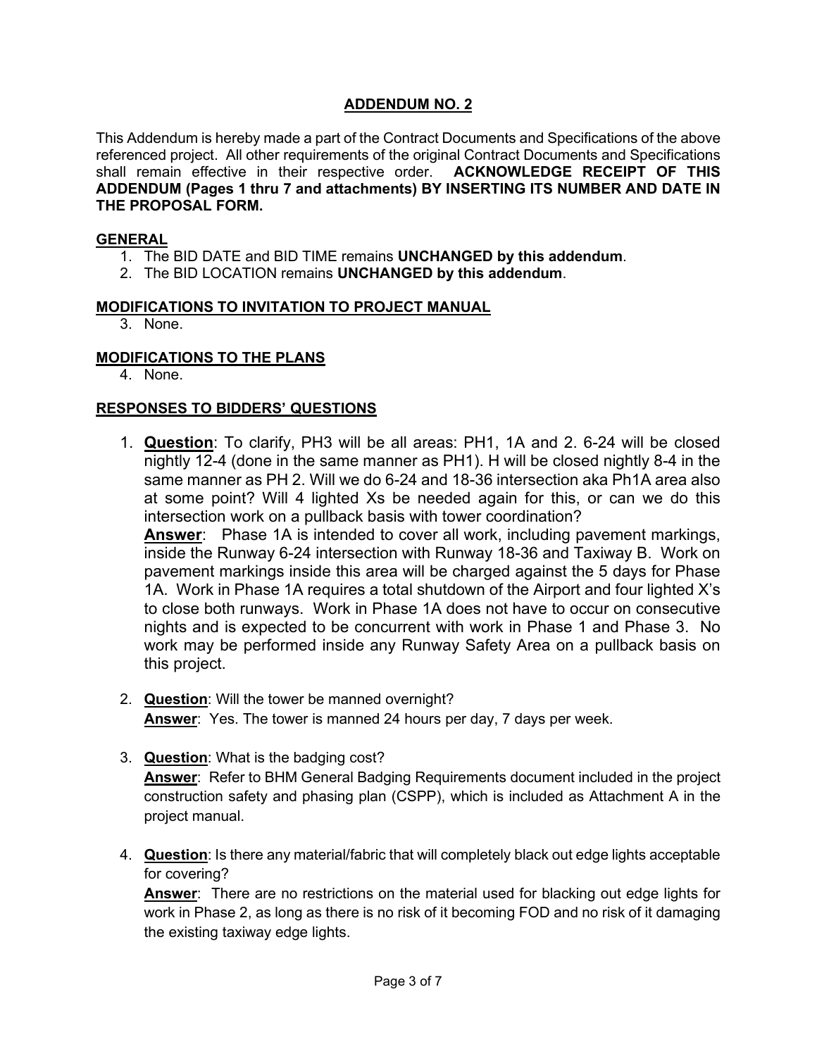## ADDENDUM NO. 2

This Addendum is hereby made a part of the Contract Documents and Specifications of the above referenced project. All other requirements of the original Contract Documents and Specifications shall remain effective in their respective order. **ACKNOWLEDGE RECEIPT OF THIS ADDENDUM (Pages 1 thru 7 and attachments) BY INSERTING ITS NUMBER AND DATE IN THE PROPOSAL FORM.**

### GENERAL

1. The BID DATE and BID TIME remains **UNCHANGED by this addendum**.
2. The BID LOCATION remains **UNCHANGED by this addendum**.

### MODIFICATIONS TO INVITATION TO PROJECT MANUAL

3. None.

### MODIFICATIONS TO THE PLANS

4. None.

### RESPONSES TO BIDDERS' QUESTIONS

1. **Question**: To clarify, PH3 will be all areas: PH1, 1A and 2. 6-24 will be closed nightly 12-4 (done in the same manner as PH1). H will be closed nightly 8-4 in the same manner as PH 2. Will we do 6-24 and 18-36 intersection aka Ph1A area also at some point? Will 4 lighted Xs be needed again for this, or can we do this intersection work on a pullback basis with tower coordination?
   **Answer**: Phase 1A is intended to cover all work, including pavement markings, inside the Runway 6-24 intersection with Runway 18-36 and Taxiway B. Work on pavement markings inside this area will be charged against the 5 days for Phase 1A. Work in Phase 1A requires a total shutdown of the Airport and four lighted X's to close both runways. Work in Phase 1A does not have to occur on consecutive nights and is expected to be concurrent with work in Phase 1 and Phase 3. No work may be performed inside any Runway Safety Area on a pullback basis on this project.

2. **Question**: Will the tower be manned overnight?
   **Answer**: Yes. The tower is manned 24 hours per day, 7 days per week.

3. **Question**: What is the badging cost?
   **Answer**: Refer to BHM General Badging Requirements document included in the project construction safety and phasing plan (CSPP), which is included as Attachment A in the project manual.

4. **Question**: Is there any material/fabric that will completely black out edge lights acceptable for covering?
   **Answer**: There are no restrictions on the material used for blacking out edge lights for work in Phase 2, as long as there is no risk of it becoming FOD and no risk of it damaging the existing taxiway edge lights.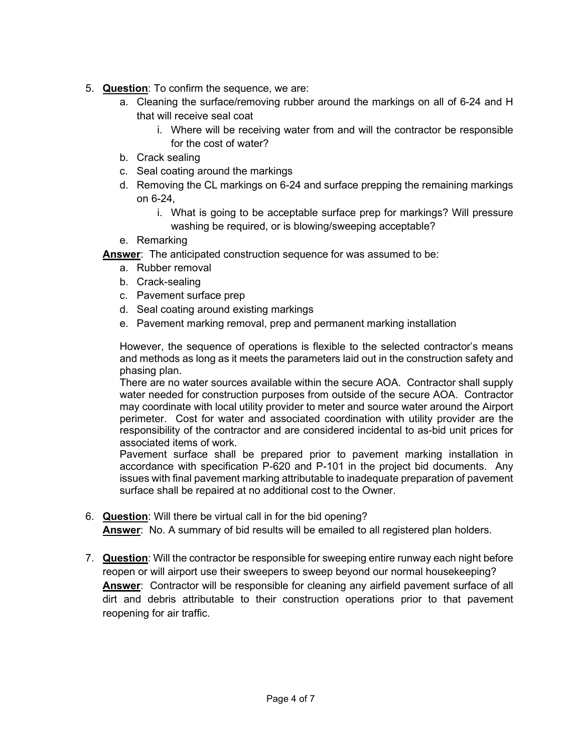5. **Question**: To confirm the sequence, we are:
    a. Cleaning the surface/removing rubber around the markings on all of 6-24 and H that will receive seal coat
        i. Where will be receiving water from and will the contractor be responsible for the cost of water?
    b. Crack sealing
    c. Seal coating around the markings
    d. Removing the CL markings on 6-24 and surface prepping the remaining markings on 6-24,
        i. What is going to be acceptable surface prep for markings? Will pressure washing be required, or is blowing/sweeping acceptable?
    e. Remarking

    **Answer**: The anticipated construction sequence for was assumed to be:
    a. Rubber removal
    b. Crack-sealing
    c. Pavement surface prep
    d. Seal coating around existing markings
    e. Pavement marking removal, prep and permanent marking installation

    However, the sequence of operations is flexible to the selected contractor's means and methods as long as it meets the parameters laid out in the construction safety and phasing plan.

    There are no water sources available within the secure AOA. Contractor shall supply water needed for construction purposes from outside of the secure AOA. Contractor may coordinate with local utility provider to meter and source water around the Airport perimeter. Cost for water and associated coordination with utility provider are the responsibility of the contractor and are considered incidental to as-bid unit prices for associated items of work.

    Pavement surface shall be prepared prior to pavement marking installation in accordance with specification P-620 and P-101 in the project bid documents. Any issues with final pavement marking attributable to inadequate preparation of pavement surface shall be repaired at no additional cost to the Owner.

6. **Question**: Will there be virtual call in for the bid opening?

    **Answer**: No. A summary of bid results will be emailed to all registered plan holders.

7. **Question**: Will the contractor be responsible for sweeping entire runway each night before reopen or will airport use their sweepers to sweep beyond our normal housekeeping?

    **Answer**: Contractor will be responsible for cleaning any airfield pavement surface of all dirt and debris attributable to their construction operations prior to that pavement reopening for air traffic.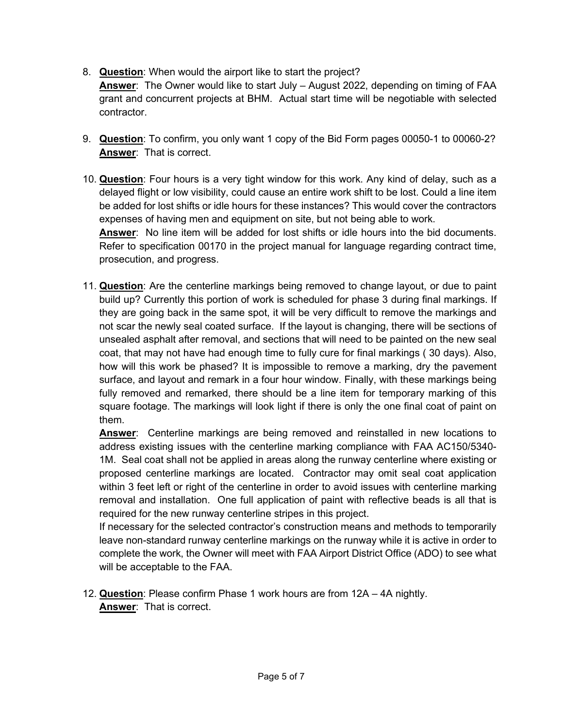8. **Question**: When would the airport like to start the project?
   **Answer**: The Owner would like to start July – August 2022, depending on timing of FAA grant and concurrent projects at BHM. Actual start time will be negotiable with selected contractor.

9. **Question**: To confirm, you only want 1 copy of the Bid Form pages 00050-1 to 00060-2?
   **Answer**: That is correct.

10. **Question**: Four hours is a very tight window for this work. Any kind of delay, such as a delayed flight or low visibility, could cause an entire work shift to be lost. Could a line item be added for lost shifts or idle hours for these instances? This would cover the contractors expenses of having men and equipment on site, but not being able to work.
    **Answer**: No line item will be added for lost shifts or idle hours into the bid documents. Refer to specification 00170 in the project manual for language regarding contract time, prosecution, and progress.

11. **Question**: Are the centerline markings being removed to change layout, or due to paint build up? Currently this portion of work is scheduled for phase 3 during final markings. If they are going back in the same spot, it will be very difficult to remove the markings and not scar the newly seal coated surface. If the layout is changing, there will be sections of unsealed asphalt after removal, and sections that will need to be painted on the new seal coat, that may not have had enough time to fully cure for final markings ( 30 days). Also, how will this work be phased? It is impossible to remove a marking, dry the pavement surface, and layout and remark in a four hour window. Finally, with these markings being fully removed and remarked, there should be a line item for temporary marking of this square footage. The markings will look light if there is only the one final coat of paint on them.
    **Answer**: Centerline markings are being removed and reinstalled in new locations to address existing issues with the centerline marking compliance with FAA AC150/5340-1M. Seal coat shall not be applied in areas along the runway centerline where existing or proposed centerline markings are located. Contractor may omit seal coat application within 3 feet left or right of the centerline in order to avoid issues with centerline marking removal and installation. One full application of paint with reflective beads is all that is required for the new runway centerline stripes in this project.
    If necessary for the selected contractor's construction means and methods to temporarily leave non-standard runway centerline markings on the runway while it is active in order to complete the work, the Owner will meet with FAA Airport District Office (ADO) to see what will be acceptable to the FAA.

12. **Question**: Please confirm Phase 1 work hours are from 12A – 4A nightly.
    **Answer**: That is correct.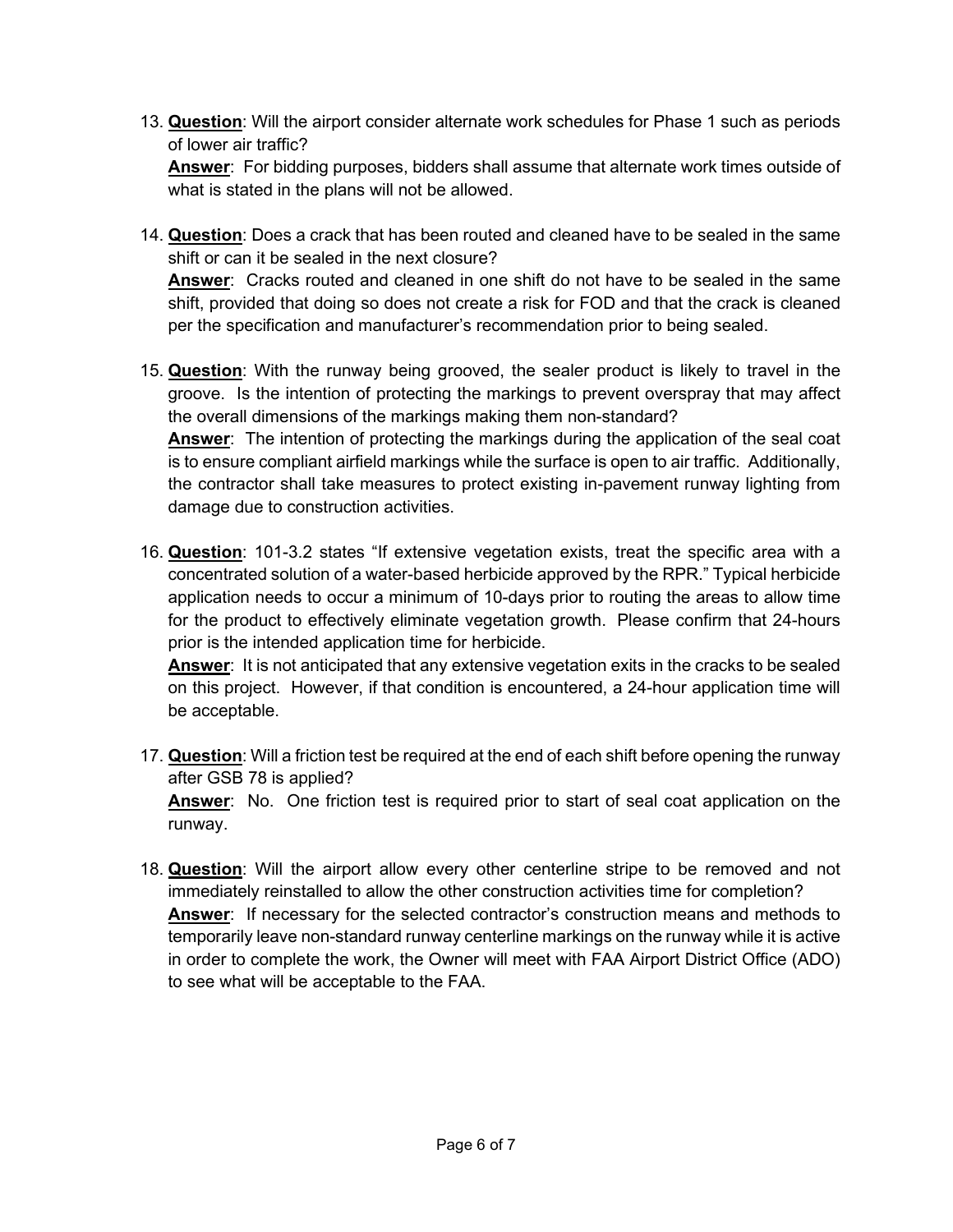13. **Question**: Will the airport consider alternate work schedules for Phase 1 such as periods of lower air traffic?
    **Answer**: For bidding purposes, bidders shall assume that alternate work times outside of what is stated in the plans will not be allowed.

14. **Question**: Does a crack that has been routed and cleaned have to be sealed in the same shift or can it be sealed in the next closure?
    **Answer**: Cracks routed and cleaned in one shift do not have to be sealed in the same shift, provided that doing so does not create a risk for FOD and that the crack is cleaned per the specification and manufacturer's recommendation prior to being sealed.

15. **Question**: With the runway being grooved, the sealer product is likely to travel in the groove. Is the intention of protecting the markings to prevent overspray that may affect the overall dimensions of the markings making them non-standard?
    **Answer**: The intention of protecting the markings during the application of the seal coat is to ensure compliant airfield markings while the surface is open to air traffic. Additionally, the contractor shall take measures to protect existing in-pavement runway lighting from damage due to construction activities.

16. **Question**: 101-3.2 states "If extensive vegetation exists, treat the specific area with a concentrated solution of a water-based herbicide approved by the RPR." Typical herbicide application needs to occur a minimum of 10-days prior to routing the areas to allow time for the product to effectively eliminate vegetation growth. Please confirm that 24-hours prior is the intended application time for herbicide.
    **Answer**: It is not anticipated that any extensive vegetation exits in the cracks to be sealed on this project. However, if that condition is encountered, a 24-hour application time will be acceptable.

17. **Question**: Will a friction test be required at the end of each shift before opening the runway after GSB 78 is applied?
    **Answer**: No. One friction test is required prior to start of seal coat application on the runway.

18. **Question**: Will the airport allow every other centerline stripe to be removed and not immediately reinstalled to allow the other construction activities time for completion?
    **Answer**: If necessary for the selected contractor's construction means and methods to temporarily leave non-standard runway centerline markings on the runway while it is active in order to complete the work, the Owner will meet with FAA Airport District Office (ADO) to see what will be acceptable to the FAA.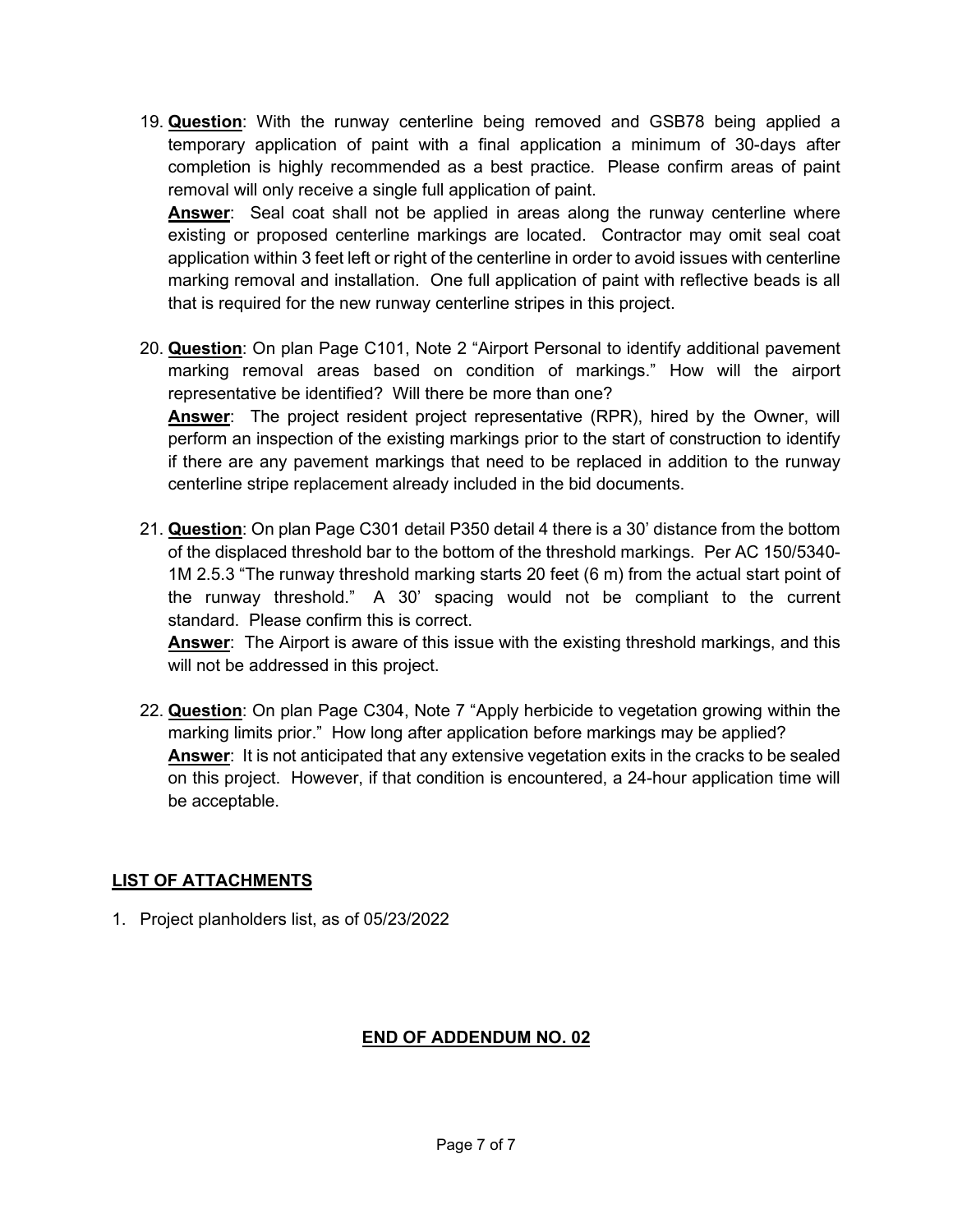19. **Question**: With the runway centerline being removed and GSB78 being applied a temporary application of paint with a final application a minimum of 30-days after completion is highly recommended as a best practice. Please confirm areas of paint removal will only receive a single full application of paint.
    **Answer**: Seal coat shall not be applied in areas along the runway centerline where existing or proposed centerline markings are located. Contractor may omit seal coat application within 3 feet left or right of the centerline in order to avoid issues with centerline marking removal and installation. One full application of paint with reflective beads is all that is required for the new runway centerline stripes in this project.

20. **Question**: On plan Page C101, Note 2 "Airport Personal to identify additional pavement marking removal areas based on condition of markings." How will the airport representative be identified? Will there be more than one?
    **Answer**: The project resident project representative (RPR), hired by the Owner, will perform an inspection of the existing markings prior to the start of construction to identify if there are any pavement markings that need to be replaced in addition to the runway centerline stripe replacement already included in the bid documents.

21. **Question**: On plan Page C301 detail P350 detail 4 there is a 30' distance from the bottom of the displaced threshold bar to the bottom of the threshold markings. Per AC 150/5340-1M 2.5.3 "The runway threshold marking starts 20 feet (6 m) from the actual start point of the runway threshold." A 30' spacing would not be compliant to the current standard. Please confirm this is correct.
    **Answer**: The Airport is aware of this issue with the existing threshold markings, and this will not be addressed in this project.

22. **Question**: On plan Page C304, Note 7 "Apply herbicide to vegetation growing within the marking limits prior." How long after application before markings may be applied?
    **Answer**: It is not anticipated that any extensive vegetation exits in the cracks to be sealed on this project. However, if that condition is encountered, a 24-hour application time will be acceptable.

## LIST OF ATTACHMENTS

1. Project planholders list, as of 05/23/2022

## END OF ADDENDUM NO. 02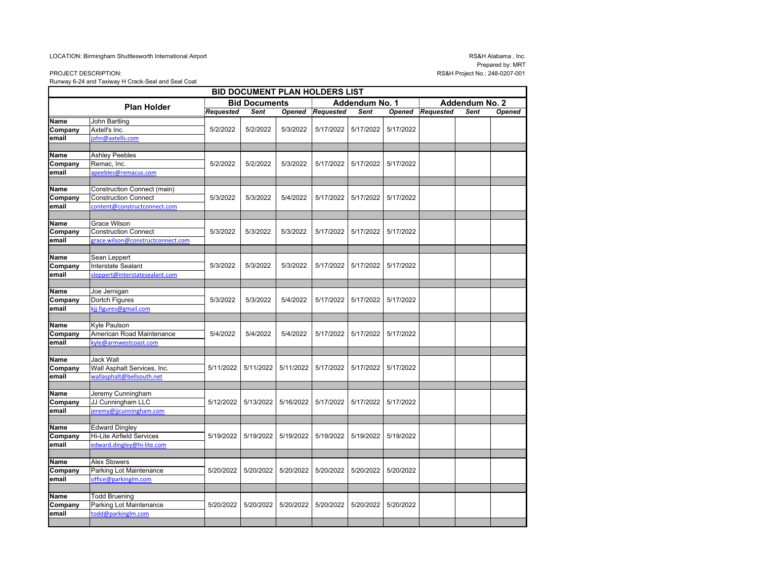LOCATION: Birmingham Shuttlesworth International Airport

RS&H Alabama , Inc.
Prepared by: MRT
RS&H Project No.: 248-0207-001

PROJECT DESCRIPTION:
Runway 6-24 and Taxiway H Crack-Seal and Seal Coat

## BID DOCUMENT PLAN HOLDERS LIST

| Plan Holder | | Bid Documents | | | Addendum No. 1 | | | Addendum No. 2 | | |
|---|---|---|---|---|---|---|---|---|---|---|
| | | *Requested* | *Sent* | *Opened* | *Requested* | *Sent* | *Opened* | *Requested* | *Sent* | *Opened* |
| **Name** | John Bartling | 5/2/2022 | 5/2/2022 | 5/3/2022 | 5/17/2022 | 5/17/2022 | 5/17/2022 | | | |
| **Company** | Axtell's Inc. | | | | | | | | | |
| **email** | john@axtells.com | | | | | | | | | |
| **Name** | Ashley Peebles | 5/2/2022 | 5/2/2022 | 5/3/2022 | 5/17/2022 | 5/17/2022 | 5/17/2022 | | | |
| **Company** | Remac, Inc. | | | | | | | | | |
| **email** | apeebles@remacus.com | | | | | | | | | |
| **Name** | Construction Connect (main) | 5/3/2022 | 5/3/2022 | 5/4/2022 | 5/17/2022 | 5/17/2022 | 5/17/2022 | | | |
| **Company** | Construction Connect | | | | | | | | | |
| **email** | content@constructconnect.com | | | | | | | | | |
| **Name** | Grace Wilson | 5/3/2022 | 5/3/2022 | 5/3/2022 | 5/17/2022 | 5/17/2022 | 5/17/2022 | | | |
| **Company** | Construction Connect | | | | | | | | | |
| **email** | grace.wilson@constructconnect.com | | | | | | | | | |
| **Name** | Sean Leppert | 5/3/2022 | 5/3/2022 | 5/3/2022 | 5/17/2022 | 5/17/2022 | 5/17/2022 | | | |
| **Company** | Interstate Sealant | | | | | | | | | |
| **email** | sleppert@interstatesealant.com | | | | | | | | | |
| **Name** | Joe Jernigan | 5/3/2022 | 5/3/2022 | 5/4/2022 | 5/17/2022 | 5/17/2022 | 5/17/2022 | | | |
| **Company** | Dortch Figures | | | | | | | | | |
| **email** | kjj.figures@gmail.com | | | | | | | | | |
| **Name** | Kyle Paulson | 5/4/2022 | 5/4/2022 | 5/4/2022 | 5/17/2022 | 5/17/2022 | 5/17/2022 | | | |
| **Company** | American Road Maintenance | | | | | | | | | |
| **email** | kyle@armwestcoast.com | | | | | | | | | |
| **Name** | Jack Wall | 5/11/2022 | 5/11/2022 | 5/11/2022 | 5/17/2022 | 5/17/2022 | 5/17/2022 | | | |
| **Company** | Wall Asphalt Services, Inc. | | | | | | | | | |
| **email** | wallasphalt@bellsouth.net | | | | | | | | | |
| **Name** | Jeremy Cunningham | 5/12/2022 | 5/13/2022 | 5/16/2022 | 5/17/2022 | 5/17/2022 | 5/17/2022 | | | |
| **Company** | JJ Cunningham LLC | | | | | | | | | |
| **email** | jeremy@jjcunningham.com | | | | | | | | | |
| **Name** | Edward Dingley | 5/19/2022 | 5/19/2022 | 5/19/2022 | 5/19/2022 | 5/19/2022 | 5/19/2022 | | | |
| **Company** | Hi-Lite Airfield Services | | | | | | | | | |
| **email** | edward.dingley@hi-lite.com | | | | | | | | | |
| **Name** | Alex Stowers | 5/20/2022 | 5/20/2022 | 5/20/2022 | 5/20/2022 | 5/20/2022 | 5/20/2022 | | | |
| **Company** | Parking Lot Maintenance | | | | | | | | | |
| **email** | office@parkinglm.com | | | | | | | | | |
| **Name** | Todd Bruening | 5/20/2022 | 5/20/2022 | 5/20/2022 | 5/20/2022 | 5/20/2022 | 5/20/2022 | | | |
| **Company** | Parking Lot Maintenance | | | | | | | | | |
| **email** | todd@parkinglm.com | | | | | | | | | |